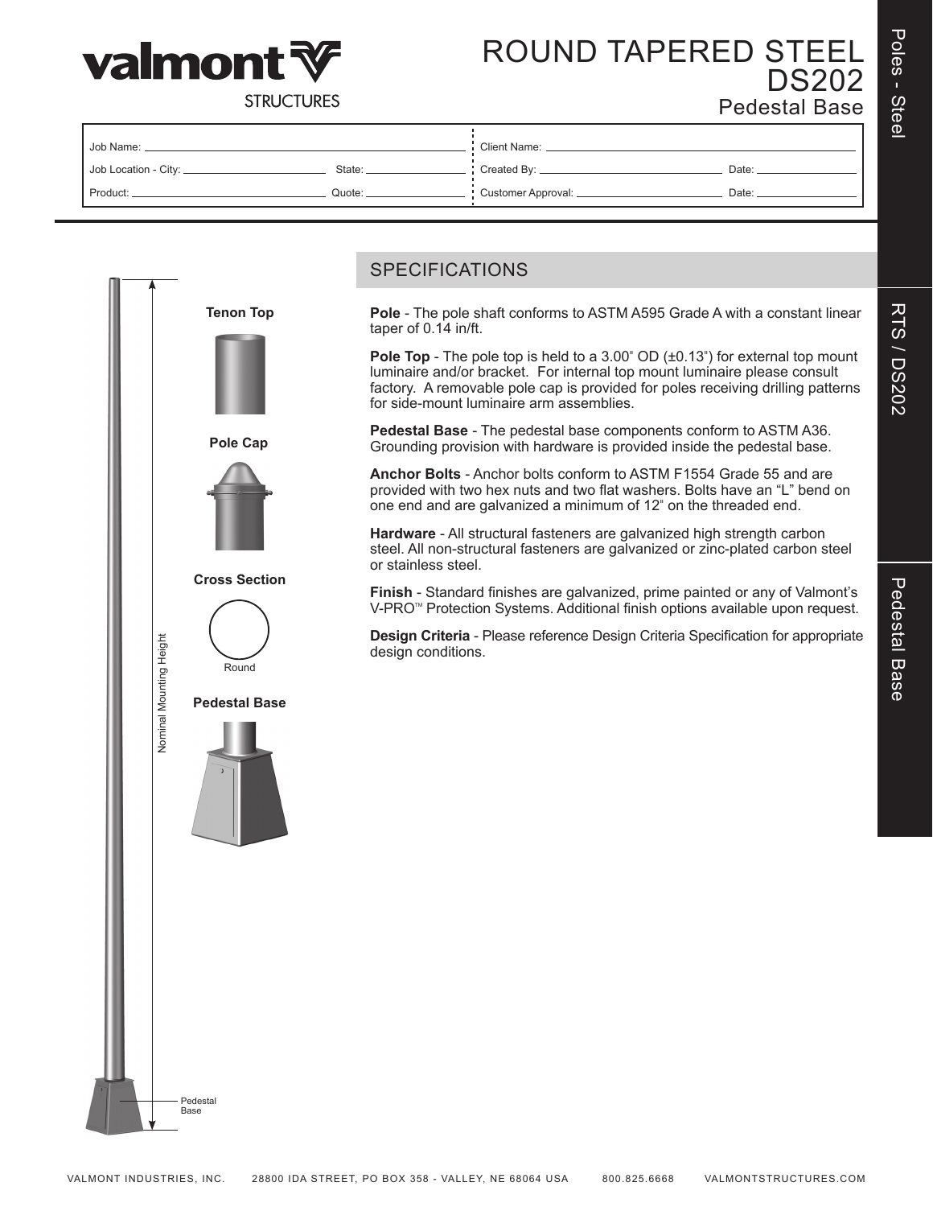# ROUND TAPERED STEEL DS202

## Pedestal Base

| Job Name: | | Client Name: | |
|---|---|---|---|
| Job Location - City: | State: | Created By: | Date: |
| Product: | Quote: | Customer Approval: | Date: |

**Tenon Top**

**Pole Cap**

**Cross Section**

Round

**Pedestal Base**

Nominal Mounting Height

Pedestal Base

## SPECIFICATIONS

**Pole** - The pole shaft conforms to ASTM A595 Grade A with a constant linear taper of 0.14 in/ft.

**Pole Top** - The pole top is held to a 3.00" OD (±0.13") for external top mount luminaire and/or bracket. For internal top mount luminaire please consult factory. A removable pole cap is provided for poles receiving drilling patterns for side-mount luminaire arm assemblies.

**Pedestal Base** - The pedestal base components conform to ASTM A36. Grounding provision with hardware is provided inside the pedestal base.

**Anchor Bolts** - Anchor bolts conform to ASTM F1554 Grade 55 and are provided with two hex nuts and two flat washers. Bolts have an "L" bend on one end and are galvanized a minimum of 12" on the threaded end.

**Hardware** - All structural fasteners are galvanized high strength carbon steel. All non-structural fasteners are galvanized or zinc-plated carbon steel or stainless steel.

**Finish** - Standard finishes are galvanized, prime painted or any of Valmont's V-PRO™ Protection Systems. Additional finish options available upon request.

**Design Criteria** - Please reference Design Criteria Specification for appropriate design conditions.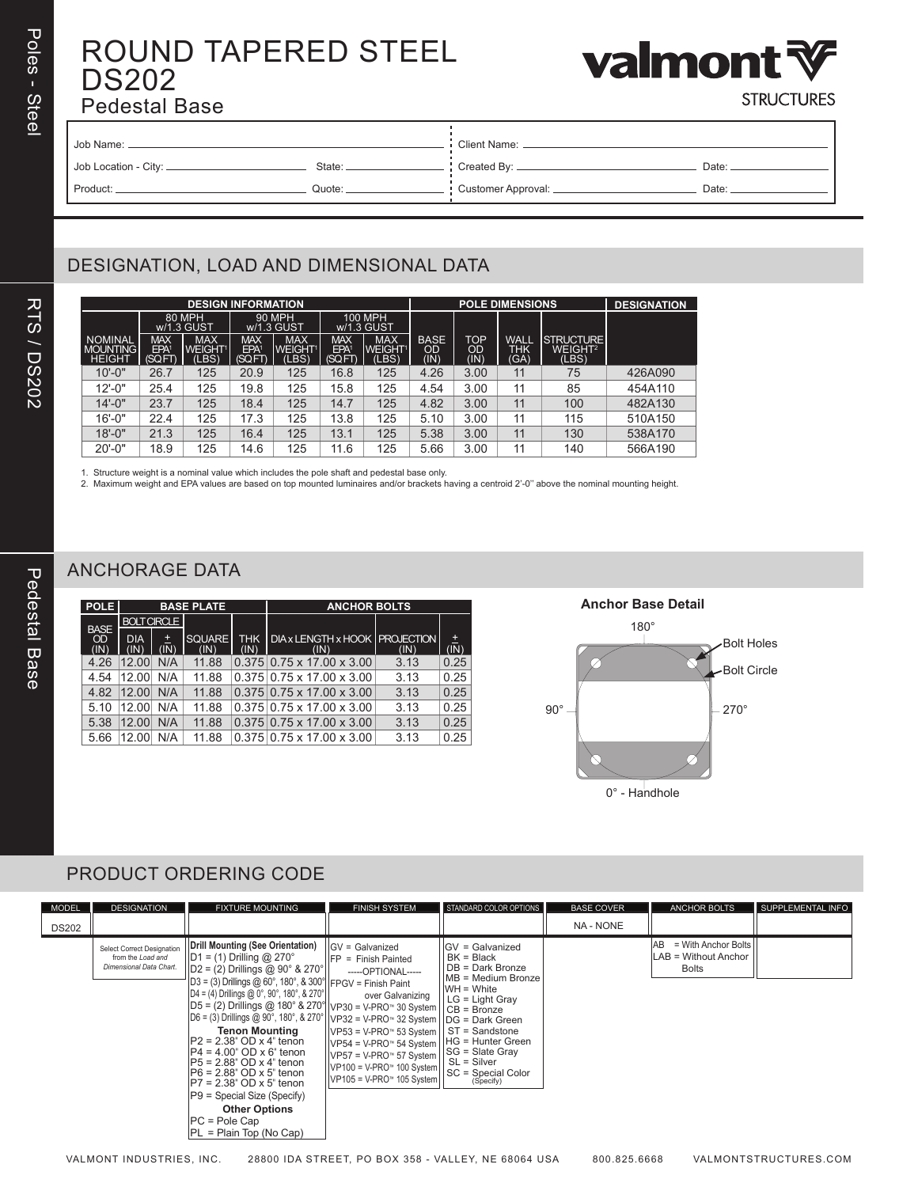# ROUND TAPERED STEEL DS202

## Pedestal Base

Job Name: ______________________ Client Name: ______________________

Job Location - City: ______________ State: ________ Created By: ______________ Date: ________

Product: ______________ Quote: ________ Customer Approval: ______________ Date: ________

## DESIGNATION, LOAD AND DIMENSIONAL DATA

| DESIGN INFORMATION | | | | | | | POLE DIMENSIONS | | | | DESIGNATION |
|---|---|---|---|---|---|---|---|---|---|---|---|
| | 80 MPH w/1.3 GUST | | 90 MPH w/1.3 GUST | | 100 MPH w/1.3 GUST | | | | | | |
| NOMINAL MOUNTING HEIGHT | MAX EPA[1] (SQ FT) | MAX WEIGHT[1] (LBS) | MAX EPA[1] (SQ FT) | MAX WEIGHT[1] (LBS) | MAX EPA[1] (SQ FT) | MAX WEIGHT[1] (LBS) | BASE OD (IN) | TOP OD (IN) | WALL THK (GA) | STRUCTURE WEIGHT[2] (LBS) | |
| 10'-0" | 26.7 | 125 | 20.9 | 125 | 16.8 | 125 | 4.26 | 3.00 | 11 | 75 | 426A090 |
| 12'-0" | 25.4 | 125 | 19.8 | 125 | 15.8 | 125 | 4.54 | 3.00 | 11 | 85 | 454A110 |
| 14'-0" | 23.7 | 125 | 18.4 | 125 | 14.7 | 125 | 4.82 | 3.00 | 11 | 100 | 482A130 |
| 16'-0" | 22.4 | 125 | 17.3 | 125 | 13.8 | 125 | 5.10 | 3.00 | 11 | 115 | 510A150 |
| 18'-0" | 21.3 | 125 | 16.4 | 125 | 13.1 | 125 | 5.38 | 3.00 | 11 | 130 | 538A170 |
| 20'-0" | 18.9 | 125 | 14.6 | 125 | 11.6 | 125 | 5.66 | 3.00 | 11 | 140 | 566A190 |

1. Structure weight is a nominal value which includes the pole shaft and pedestal base only.
2. Maximum weight and EPA values are based on top mounted luminaires and/or brackets having a centroid 2'-0'' above the nominal mounting height.

## ANCHORAGE DATA

| POLE | BASE PLATE | | | | ANCHOR BOLTS | | |
|---|---|---|---|---|---|---|---|
| | BOLT CIRCLE | | | | | | |
| BASE OD (IN) | DIA (IN) | ± (IN) | SQUARE (IN) | THK (IN) | DIA x LENGTH x HOOK (IN) | PROJECTION (IN) | ± (IN) |
| 4.26 | 12.00 | N/A | 11.88 | 0.375 | 0.75 x 17.00 x 3.00 | 3.13 | 0.25 |
| 4.54 | 12.00 | N/A | 11.88 | 0.375 | 0.75 x 17.00 x 3.00 | 3.13 | 0.25 |
| 4.82 | 12.00 | N/A | 11.88 | 0.375 | 0.75 x 17.00 x 3.00 | 3.13 | 0.25 |
| 5.10 | 12.00 | N/A | 11.88 | 0.375 | 0.75 x 17.00 x 3.00 | 3.13 | 0.25 |
| 5.38 | 12.00 | N/A | 11.88 | 0.375 | 0.75 x 17.00 x 3.00 | 3.13 | 0.25 |
| 5.66 | 12.00 | N/A | 11.88 | 0.375 | 0.75 x 17.00 x 3.00 | 3.13 | 0.25 |

**Anchor Base Detail**

180°, 90°, 270°, 0° - Handhole, Bolt Holes, Bolt Circle

## PRODUCT ORDERING CODE

| MODEL | DESIGNATION | FIXTURE MOUNTING | FINISH SYSTEM | STANDARD COLOR OPTIONS | BASE COVER | ANCHOR BOLTS | SUPPLEMENTAL INFO |
|---|---|---|---|---|---|---|---|
| DS202 | | | | | NA - NONE | | |
| | Select Correct Designation from the *Load and Dimensional Data Chart.* | **Drill Mounting (See Orientation)**<br>D1 = (1) Drilling @ 270°<br>D2 = (2) Drillings @ 90° & 270°<br>D3 = (3) Drillings @ 60°, 180°, & 300°<br>D4 = (4) Drillings @ 0°, 90°, 180°, & 270°<br>D5 = (2) Drillings @ 180° & 270°<br>D6 = (3) Drillings @ 90°, 180°, & 270°<br>**Tenon Mounting**<br>P2 = 2.38" OD x 4" tenon<br>P4 = 4.00" OD x 6" tenon<br>P5 = 2.88" OD x 4" tenon<br>P6 = 2.88" OD x 5" tenon<br>P7 = 2.38" OD x 5" tenon<br>P9 = Special Size (Specify)<br>**Other Options**<br>PC = Pole Cap<br>PL = Plain Top (No Cap) | GV = Galvanized<br>FP = Finish Painted<br>-----OPTIONAL-----<br>FPGV = Finish Paint over Galvanizing<br>VP30 = V-PRO™ 30 System<br>VP32 = V-PRO™ 32 System<br>VP53 = V-PRO™ 53 System<br>VP54 = V-PRO™ 54 System<br>VP57 = V-PRO™ 57 System<br>VP100 = V-PRO™ 100 System<br>VP105 = V-PRO™ 105 System | GV = Galvanized<br>BK = Black<br>DB = Dark Bronze<br>MB = Medium Bronze<br>WH = White<br>LG = Light Gray<br>CB = Bronze<br>DG = Dark Green<br>ST = Sandstone<br>HG = Hunter Green<br>SG = Slate Gray<br>SL = Silver<br>SC = Special Color (Specify) | | AB = With Anchor Bolts<br>LAB = Without Anchor Bolts | |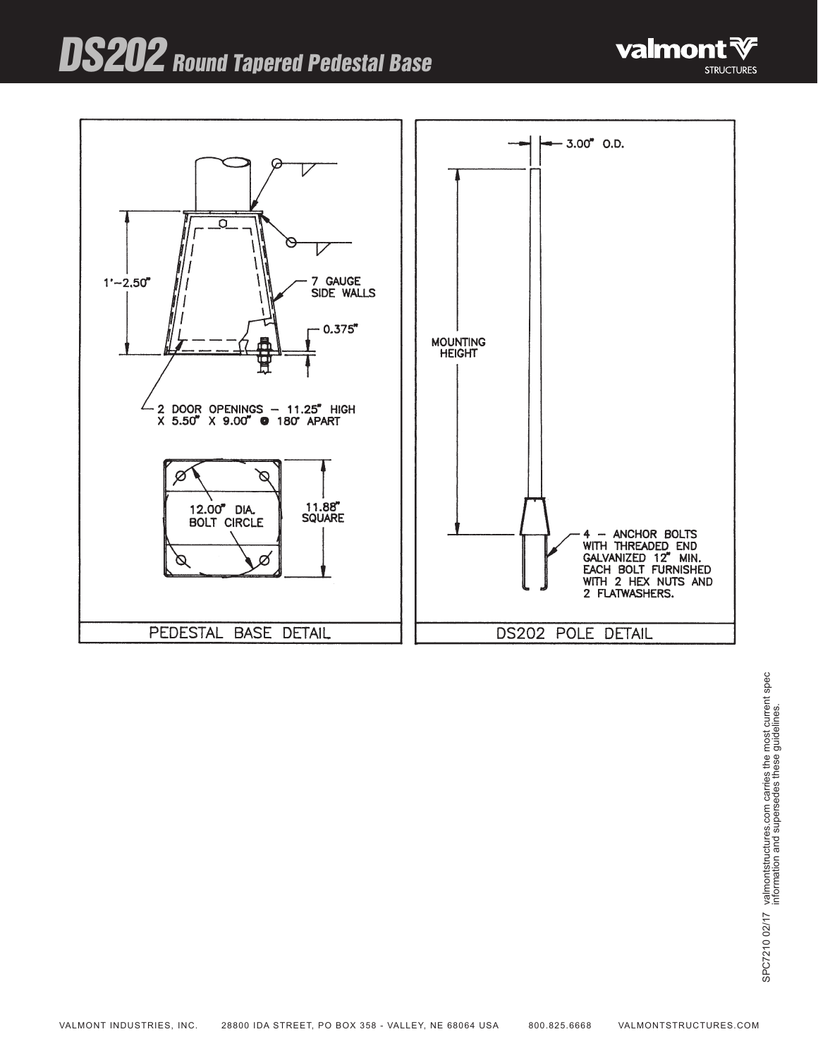# DS202 *Round Tapered Pedestal Base*

1'–2.50"

7 GAUGE SIDE WALLS

0.375"

2 DOOR OPENINGS – 11.25" HIGH X 5.50" X 9.00" @ 180° APART

12.00" DIA. BOLT CIRCLE

11.88" SQUARE

PEDESTAL BASE DETAIL

3.00" O.D.

MOUNTING HEIGHT

4 – ANCHOR BOLTS WITH THREADED END GALVANIZED 12" MIN. EACH BOLT FURNISHED WITH 2 HEX NUTS AND 2 FLATWASHERS.

DS202 POLE DETAIL

SPC7210 02/17 valmontstructures.com carries the most current spec information and supersedes these guidelines.